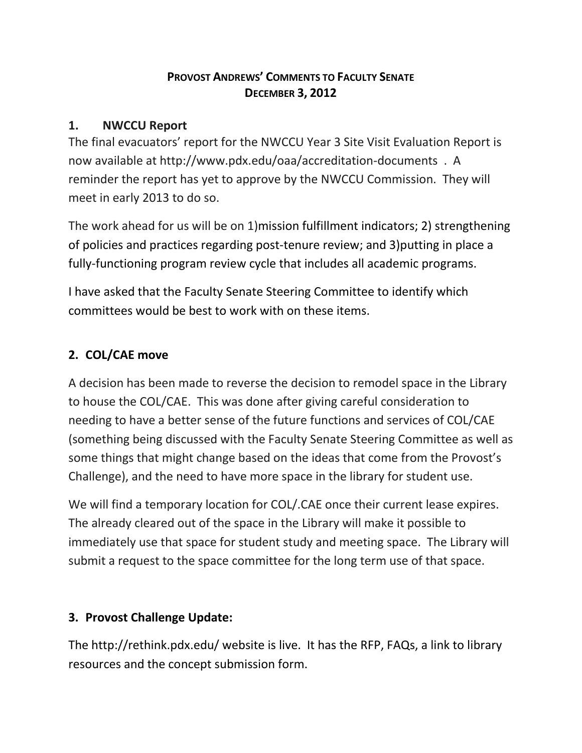# PROVOST ANDREWS' COMMENTS TO FACULTY SENATE
## DECEMBER 3, 2012

### 1. NWCCU Report

The final evacuators' report for the NWCCU Year 3 Site Visit Evaluation Report is now available at http://www.pdx.edu/oaa/accreditation-documents . A reminder the report has yet to approve by the NWCCU Commission. They will meet in early 2013 to do so.

The work ahead for us will be on 1)mission fulfillment indicators; 2) strengthening of policies and practices regarding post-tenure review; and 3)putting in place a fully-functioning program review cycle that includes all academic programs.

I have asked that the Faculty Senate Steering Committee to identify which committees would be best to work with on these items.

### 2. COL/CAE move

A decision has been made to reverse the decision to remodel space in the Library to house the COL/CAE. This was done after giving careful consideration to needing to have a better sense of the future functions and services of COL/CAE (something being discussed with the Faculty Senate Steering Committee as well as some things that might change based on the ideas that come from the Provost's Challenge), and the need to have more space in the library for student use.

We will find a temporary location for COL/.CAE once their current lease expires. The already cleared out of the space in the Library will make it possible to immediately use that space for student study and meeting space. The Library will submit a request to the space committee for the long term use of that space.

### 3. Provost Challenge Update:

The http://rethink.pdx.edu/ website is live. It has the RFP, FAQs, a link to library resources and the concept submission form.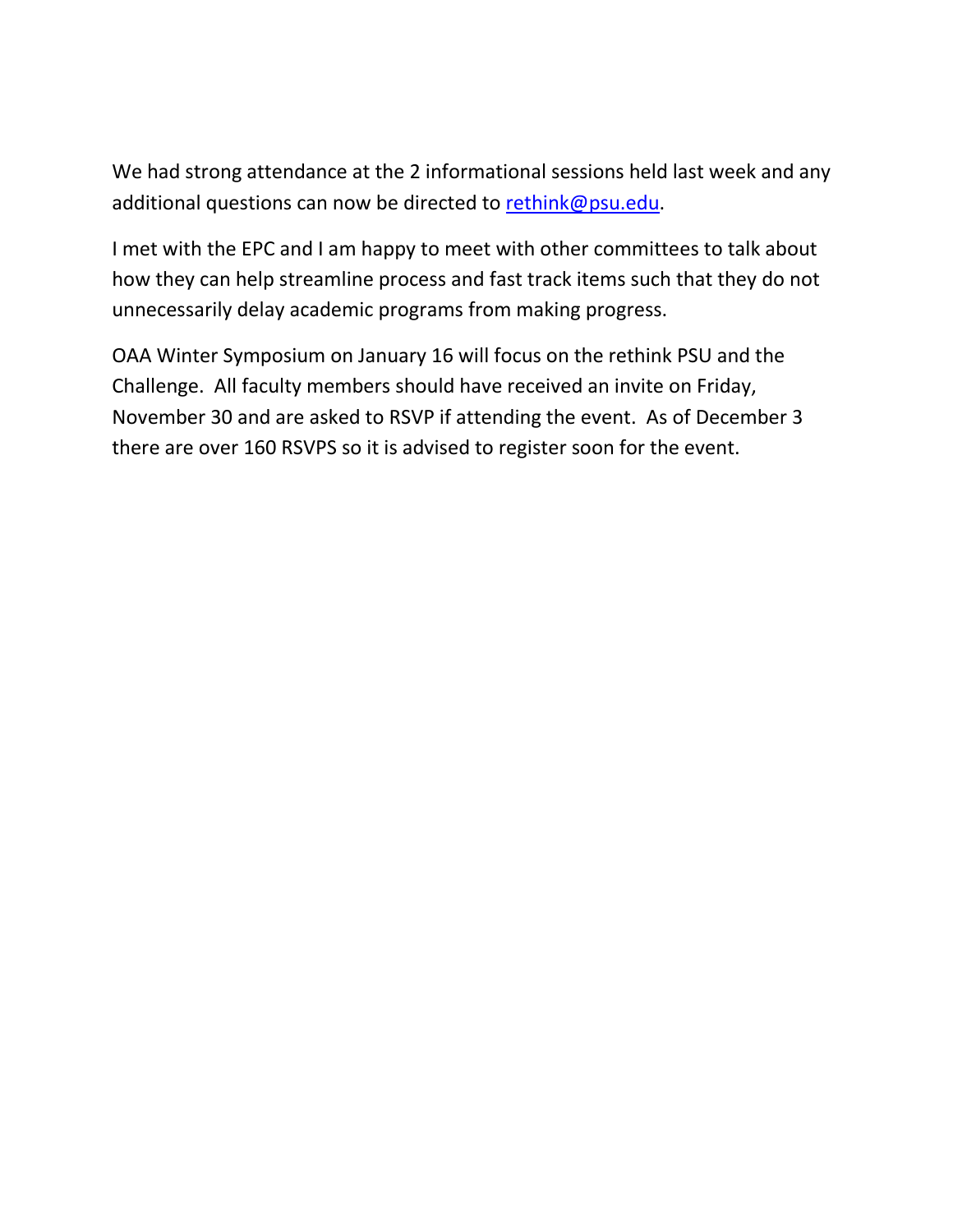We had strong attendance at the 2 informational sessions held last week and any additional questions can now be directed to rethink@psu.edu.

I met with the EPC and I am happy to meet with other committees to talk about how they can help streamline process and fast track items such that they do not unnecessarily delay academic programs from making progress.

OAA Winter Symposium on January 16 will focus on the rethink PSU and the Challenge. All faculty members should have received an invite on Friday, November 30 and are asked to RSVP if attending the event. As of December 3 there are over 160 RSVPS so it is advised to register soon for the event.